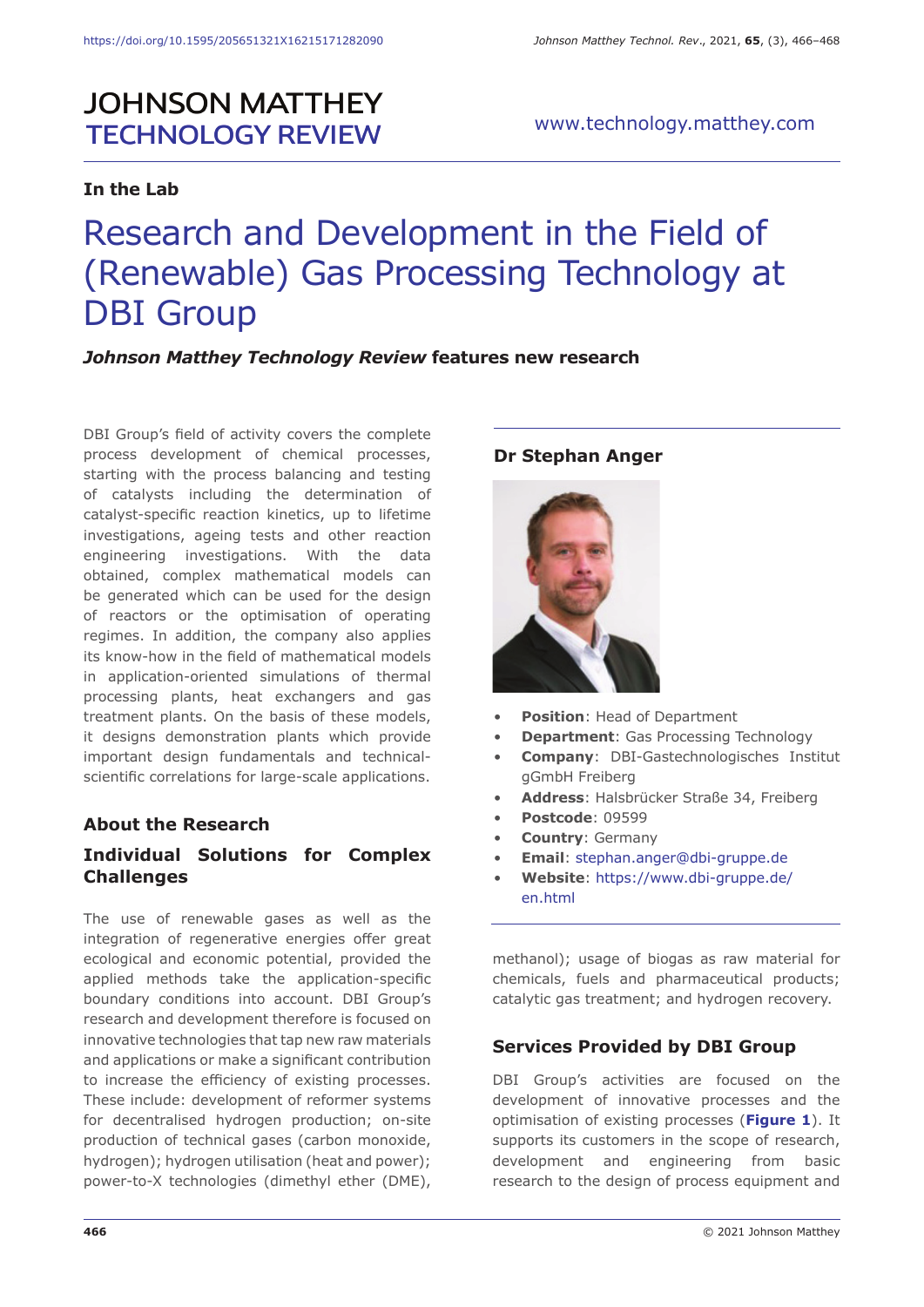# JOHNSON MATTHEY TECHNOLOGY REVIEW

www.technology.matthey.com

**In the Lab**

# Research and Development in the Field of (Renewable) Gas Processing Technology at DBI Group

***Johnson Matthey Technology Review* features new research**

DBI Group's field of activity covers the complete process development of chemical processes, starting with the process balancing and testing of catalysts including the determination of catalyst-specific reaction kinetics, up to lifetime investigations, ageing tests and other reaction engineering investigations. With the data obtained, complex mathematical models can be generated which can be used for the design of reactors or the optimisation of operating regimes. In addition, the company also applies its know-how in the field of mathematical models in application-oriented simulations of thermal processing plants, heat exchangers and gas treatment plants. On the basis of these models, it designs demonstration plants which provide important design fundamentals and technical-scientific correlations for large-scale applications.

### Dr Stephan Anger

- **Position**: Head of Department
- **Department**: Gas Processing Technology
- **Company**: DBI-Gastechnologisches Institut gGmbH Freiberg
- **Address**: Halsbrücker Straße 34, Freiberg
- **Postcode**: 09599
- **Country**: Germany
- **Email**: stephan.anger@dbi-gruppe.de
- **Website**: https://www.dbi-gruppe.de/en.html

## About the Research

### Individual Solutions for Complex Challenges

The use of renewable gases as well as the integration of regenerative energies offer great ecological and economic potential, provided the applied methods take the application-specific boundary conditions into account. DBI Group's research and development therefore is focused on innovative technologies that tap new raw materials and applications or make a significant contribution to increase the efficiency of existing processes. These include: development of reformer systems for decentralised hydrogen production; on-site production of technical gases (carbon monoxide, hydrogen); hydrogen utilisation (heat and power); power-to-X technologies (dimethyl ether (DME), methanol); usage of biogas as raw material for chemicals, fuels and pharmaceutical products; catalytic gas treatment; and hydrogen recovery.

## Services Provided by DBI Group

DBI Group's activities are focused on the development of innovative processes and the optimisation of existing processes (**Figure 1**). It supports its customers in the scope of research, development and engineering from basic research to the design of process equipment and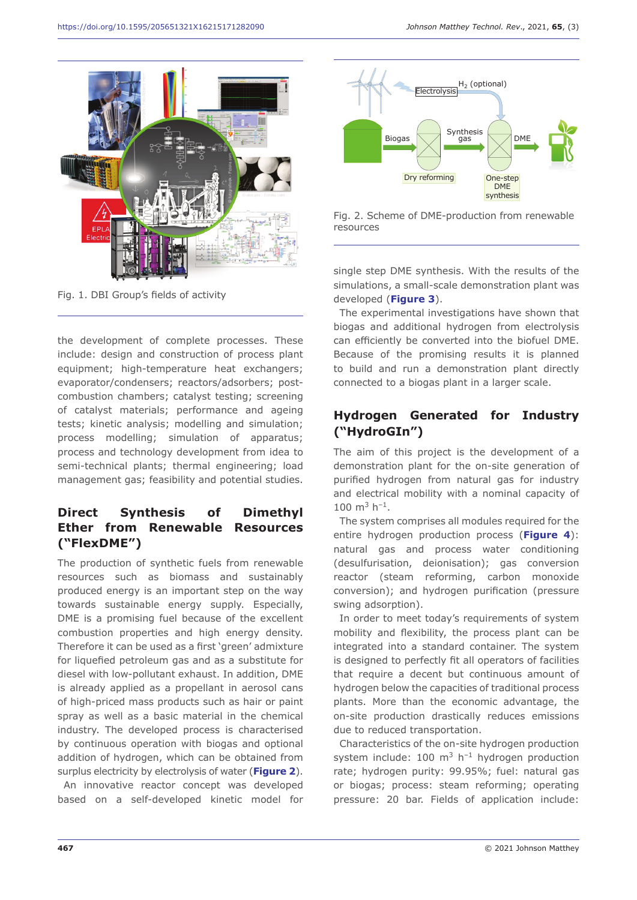Fig. 1. DBI Group's fields of activity

the development of complete processes. These include: design and construction of process plant equipment; high-temperature heat exchangers; evaporator/condensers; reactors/adsorbers; post-combustion chambers; catalyst testing; screening of catalyst materials; performance and ageing tests; kinetic analysis; modelling and simulation; process modelling; simulation of apparatus; process and technology development from idea to semi-technical plants; thermal engineering; load management gas; feasibility and potential studies.

## Direct Synthesis of Dimethyl Ether from Renewable Resources ("FlexDME")

The production of synthetic fuels from renewable resources such as biomass and sustainably produced energy is an important step on the way towards sustainable energy supply. Especially, DME is a promising fuel because of the excellent combustion properties and high energy density. Therefore it can be used as a first 'green' admixture for liquefied petroleum gas and as a substitute for diesel with low-pollutant exhaust. In addition, DME is already applied as a propellant in aerosol cans of high-priced mass products such as hair or paint spray as well as a basic material in the chemical industry. The developed process is characterised by continuous operation with biogas and optional addition of hydrogen, which can be obtained from surplus electricity by electrolysis of water (**Figure 2**).

An innovative reactor concept was developed based on a self-developed kinetic model for single step DME synthesis. With the results of the simulations, a small-scale demonstration plant was developed (**Figure 3**).

Fig. 2. Scheme of DME-production from renewable resources

The experimental investigations have shown that biogas and additional hydrogen from electrolysis can efficiently be converted into the biofuel DME. Because of the promising results it is planned to build and run a demonstration plant directly connected to a biogas plant in a larger scale.

## Hydrogen Generated for Industry ("HydroGIn")

The aim of this project is the development of a demonstration plant for the on-site generation of purified hydrogen from natural gas for industry and electrical mobility with a nominal capacity of 100 $m^3$ $h^{-1}$.

The system comprises all modules required for the entire hydrogen production process (**Figure 4**): natural gas and process water conditioning (desulfurisation, deionisation); gas conversion reactor (steam reforming, carbon monoxide conversion); and hydrogen purification (pressure swing adsorption).

In order to meet today's requirements of system mobility and flexibility, the process plant can be integrated into a standard container. The system is designed to perfectly fit all operators of facilities that require a decent but continuous amount of hydrogen below the capacities of traditional process plants. More than the economic advantage, the on-site production drastically reduces emissions due to reduced transportation.

Characteristics of the on-site hydrogen production system include: 100 $m^3$ $h^{-1}$ hydrogen production rate; hydrogen purity: 99.95%; fuel: natural gas or biogas; process: steam reforming; operating pressure: 20 bar. Fields of application include: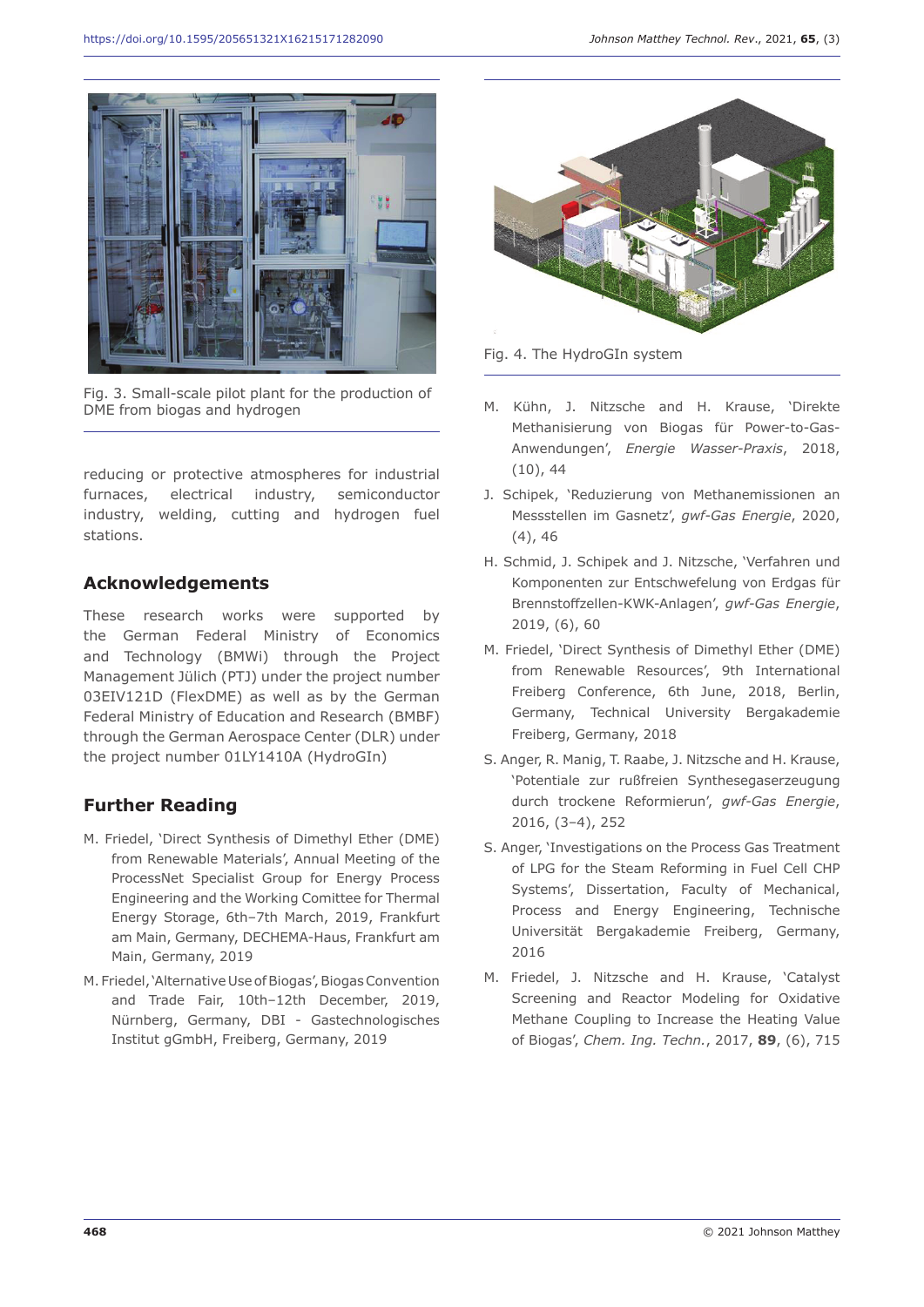Fig. 3. Small-scale pilot plant for the production of DME from biogas and hydrogen

Fig. 4. The HydroGIn system

reducing or protective atmospheres for industrial furnaces, electrical industry, semiconductor industry, welding, cutting and hydrogen fuel stations.

## Acknowledgements

These research works were supported by the German Federal Ministry of Economics and Technology (BMWi) through the Project Management Jülich (PTJ) under the project number 03EIV121D (FlexDME) as well as by the German Federal Ministry of Education and Research (BMBF) through the German Aerospace Center (DLR) under the project number 01LY1410A (HydroGIn)

## Further Reading

M. Friedel, 'Direct Synthesis of Dimethyl Ether (DME) from Renewable Materials', Annual Meeting of the ProcessNet Specialist Group for Energy Process Engineering and the Working Comittee for Thermal Energy Storage, 6th–7th March, 2019, Frankfurt am Main, Germany, DECHEMA-Haus, Frankfurt am Main, Germany, 2019

M. Friedel, 'Alternative Use of Biogas', Biogas Convention and Trade Fair, 10th–12th December, 2019, Nürnberg, Germany, DBI - Gastechnologisches Institut gGmbH, Freiberg, Germany, 2019

M. Kühn, J. Nitzsche and H. Krause, 'Direkte Methanisierung von Biogas für Power-to-Gas-Anwendungen', *Energie Wasser-Praxis*, 2018, (10), 44

J. Schipek, 'Reduzierung von Methanemissionen an Messstellen im Gasnetz', *gwf-Gas Energie*, 2020, (4), 46

H. Schmid, J. Schipek and J. Nitzsche, 'Verfahren und Komponenten zur Entschwefelung von Erdgas für Brennstoffzellen-KWK-Anlagen', *gwf-Gas Energie*, 2019, (6), 60

M. Friedel, 'Direct Synthesis of Dimethyl Ether (DME) from Renewable Resources', 9th International Freiberg Conference, 6th June, 2018, Berlin, Germany, Technical University Bergakademie Freiberg, Germany, 2018

S. Anger, R. Manig, T. Raabe, J. Nitzsche and H. Krause, 'Potentiale zur rußfreien Synthesegaserzeugung durch trockene Reformierun', *gwf-Gas Energie*, 2016, (3–4), 252

S. Anger, 'Investigations on the Process Gas Treatment of LPG for the Steam Reforming in Fuel Cell CHP Systems', Dissertation, Faculty of Mechanical, Process and Energy Engineering, Technische Universität Bergakademie Freiberg, Germany, 2016

M. Friedel, J. Nitzsche and H. Krause, 'Catalyst Screening and Reactor Modeling for Oxidative Methane Coupling to Increase the Heating Value of Biogas', *Chem. Ing. Techn.*, 2017, **89**, (6), 715